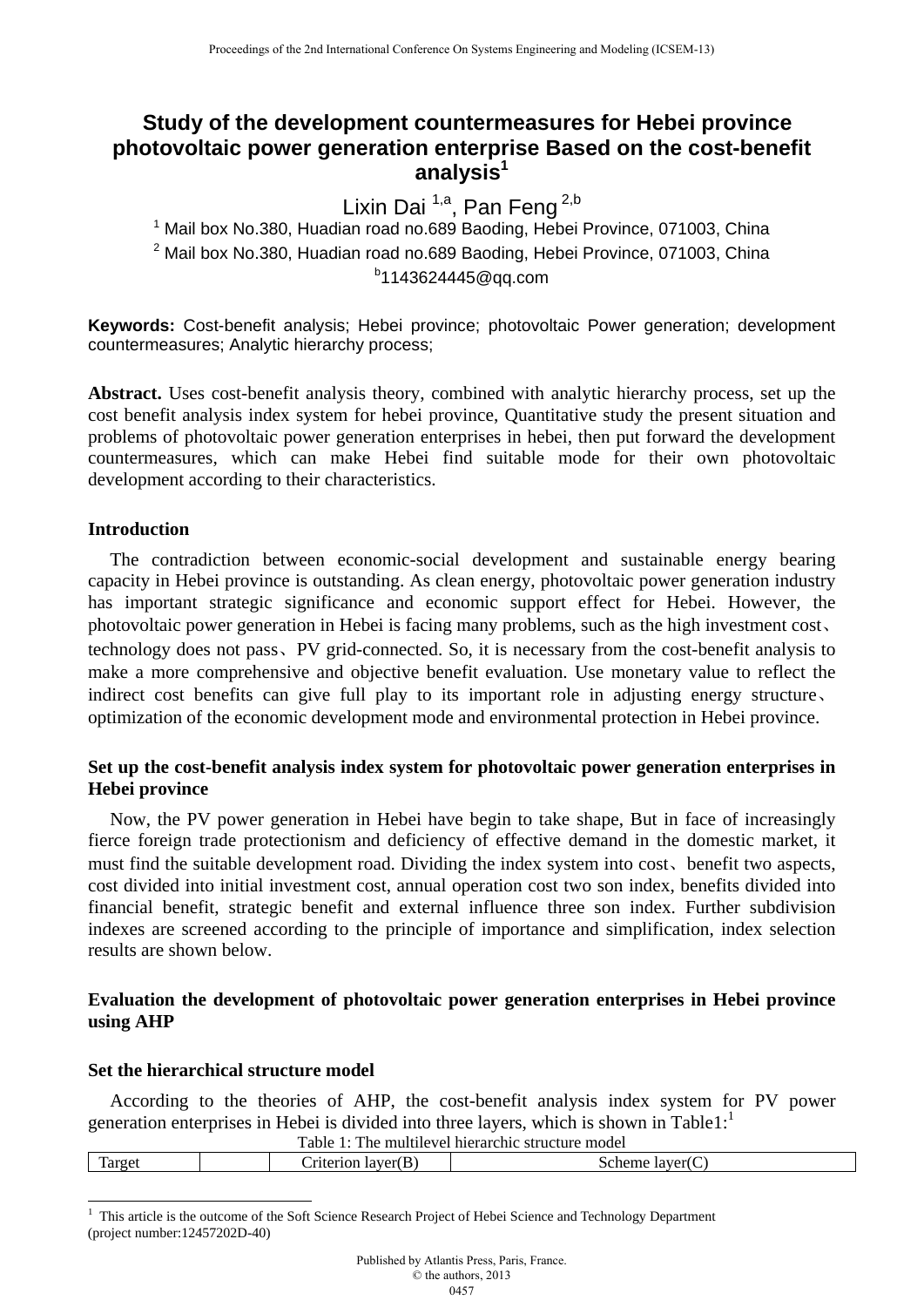# Study of the development countermeasures for Hebei province photovoltaic power generation enterprise Based on the cost-benefit analysis[1]

Lixin Dai [1,a], Pan Feng [2,b]

[1] Mail box No.380, Huadian road no.689 Baoding, Hebei Province, 071003, China

[2] Mail box No.380, Huadian road no.689 Baoding, Hebei Province, 071003, China

[b]1143624445@qq.com

**Keywords:** Cost-benefit analysis; Hebei province; photovoltaic Power generation; development countermeasures; Analytic hierarchy process;

**Abstract.** Uses cost-benefit analysis theory, combined with analytic hierarchy process, set up the cost benefit analysis index system for hebei province, Quantitative study the present situation and problems of photovoltaic power generation enterprises in hebei, then put forward the development countermeasures, which can make Hebei find suitable mode for their own photovoltaic development according to their characteristics.

## Introduction

The contradiction between economic-social development and sustainable energy bearing capacity in Hebei province is outstanding. As clean energy, photovoltaic power generation industry has important strategic significance and economic support effect for Hebei. However, the photovoltaic power generation in Hebei is facing many problems, such as the high investment cost、technology does not pass、PV grid-connected. So, it is necessary from the cost-benefit analysis to make a more comprehensive and objective benefit evaluation. Use monetary value to reflect the indirect cost benefits can give full play to its important role in adjusting energy structure、optimization of the economic development mode and environmental protection in Hebei province.

## Set up the cost-benefit analysis index system for photovoltaic power generation enterprises in Hebei province

Now, the PV power generation in Hebei have begin to take shape, But in face of increasingly fierce foreign trade protectionism and deficiency of effective demand in the domestic market, it must find the suitable development road. Dividing the index system into cost、benefit two aspects, cost divided into initial investment cost, annual operation cost two son index, benefits divided into financial benefit, strategic benefit and external influence three son index. Further subdivision indexes are screened according to the principle of importance and simplification, index selection results are shown below.

## Evaluation the development of photovoltaic power generation enterprises in Hebei province using AHP

### Set the hierarchical structure model

According to the theories of AHP, the cost-benefit analysis index system for PV power generation enterprises in Hebei is divided into three layers, which is shown in Table1:[1]

Table 1: The multilevel hierarchic structure model

| Target | | Criterion layer(B) | Scheme layer(C) |
|---|---|---|---|

[1] This article is the outcome of the Soft Science Research Project of Hebei Science and Technology Department (project number:12457202D-40)

Published by Atlantis Press, Paris, France.
© the authors, 2013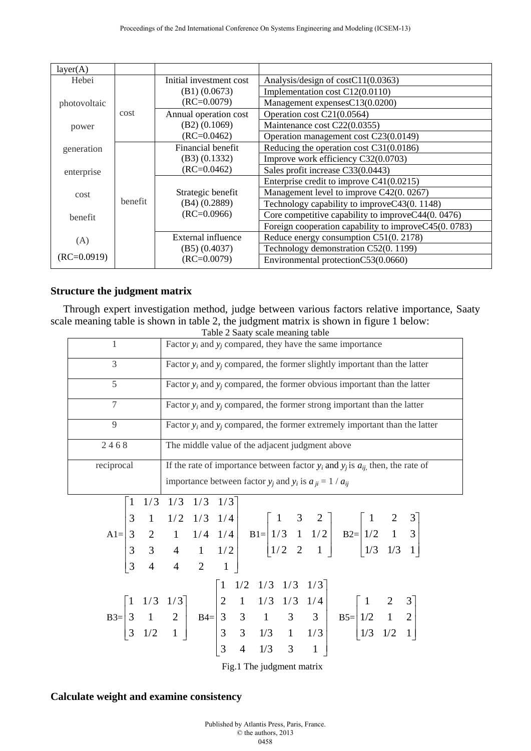| layer(A) | | | |
|---|---|---|---|
| Hebei photovoltaic power generation enterprise cost benefit (A) (RC=0.0919) | cost | Initial investment cost (B1) (0.0673) (RC=0.0079) | Analysis/design of costC11(0.0363) |
| | | | Implementation cost C12(0.0110) |
| | | | Management expensesC13(0.0200) |
| | | Annual operation cost (B2) (0.1069) (RC=0.0462) | Operation cost C21(0.0564) |
| | | | Maintenance cost C22(0.0355) |
| | | | Operation management cost C23(0.0149) |
| | benefit | Financial benefit (B3) (0.1332) (RC=0.0462) | Reducing the operation cost C31(0.0186) |
| | | | Improve work efficiency C32(0.0703) |
| | | | Sales profit increase C33(0.0443) |
| | | Strategic benefit (B4) (0.2889) (RC=0.0966) | Enterprise credit to improve C41(0.0215) |
| | | | Management level to improve C42(0. 0267) |
| | | | Technology capability to improveC43(0. 1148) |
| | | | Core competitive capability to improveC44(0. 0476) |
| | | | Foreign cooperation capability to improveC45(0. 0783) |
| | | External influence (B5) (0.4037) (RC=0.0079) | Reduce energy consumption C51(0. 2178) |
| | | | Technology demonstration C52(0. 1199) |
| | | | Environmental protectionC53(0.0660) |

### Structure the judgment matrix

Through expert investigation method, judge between various factors relative importance, Saaty scale meaning table is shown in table 2, the judgment matrix is shown in figure 1 below:

Table 2 Saaty scale meaning table

| | |
|---|---|
| 1 | Factor $y_i$ and $y_j$ compared, they have the same importance |
| 3 | Factor $y_i$ and $y_j$ compared, the former slightly important than the latter |
| 5 | Factor $y_i$ and $y_j$ compared, the former obvious important than the latter |
| 7 | Factor $y_i$ and $y_j$ compared, the former strong important than the latter |
| 9 | Factor $y_i$ and $y_j$ compared, the former extremely important than the latter |
| 2 4 6 8 | The middle value of the adjacent judgment above |
| reciprocal | If the rate of importance between factor $y_i$ and $y_j$ is $a_{ij}$, then, the rate of importance between factor $y_j$ and $y_i$ is $a_{ji} = 1 / a_{ij}$ |

$$
A1=\begin{bmatrix} 1 & 1/3 & 1/3 & 1/3 & 1/3 \\ 3 & 1 & 1/2 & 1/3 & 1/4 \\ 3 & 2 & 1 & 1/4 & 1/4 \\ 3 & 3 & 4 & 1 & 1/2 \\ 3 & 4 & 4 & 2 & 1 \end{bmatrix}
\quad
B1=\begin{bmatrix} 1 & 3 & 2 \\ 1/3 & 1 & 1/2 \\ 1/2 & 2 & 1 \end{bmatrix}
\quad
B2=\begin{bmatrix} 1 & 2 & 3 \\ 1/2 & 1 & 3 \\ 1/3 & 1/3 & 1 \end{bmatrix}
$$

$$
B3=\begin{bmatrix} 1 & 1/3 & 1/3 \\ 3 & 1 & 2 \\ 3 & 1/2 & 1 \end{bmatrix}
\quad
B4=\begin{bmatrix} 1 & 1/2 & 1/3 & 1/3 & 1/3 \\ 2 & 1 & 1/3 & 1/3 & 1/4 \\ 3 & 3 & 1 & 3 & 3 \\ 3 & 3 & 1/3 & 1 & 1/3 \\ 3 & 4 & 1/3 & 3 & 1 \end{bmatrix}
\quad
B5=\begin{bmatrix} 1 & 2 & 3 \\ 1/2 & 1 & 2 \\ 1/3 & 1/2 & 1 \end{bmatrix}
$$

Fig.1 The judgment matrix

### Calculate weight and examine consistency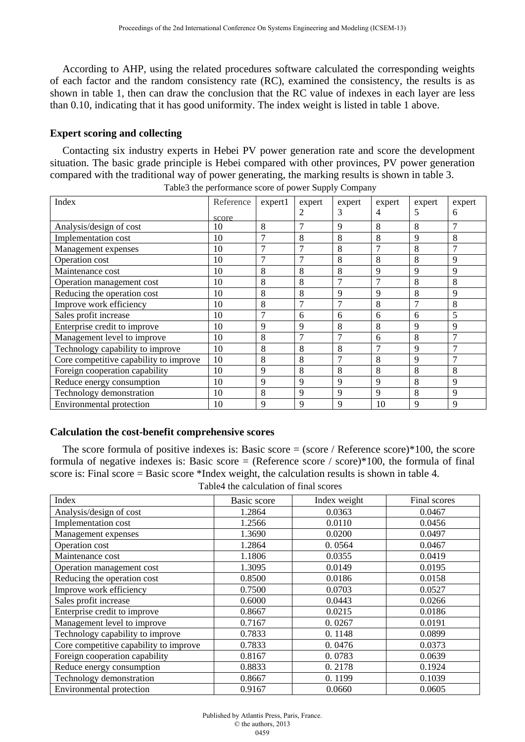According to AHP, using the related procedures software calculated the corresponding weights of each factor and the random consistency rate (RC), examined the consistency, the results is as shown in table 1, then can draw the conclusion that the RC value of indexes in each layer are less than 0.10, indicating that it has good uniformity. The index weight is listed in table 1 above.

### Expert scoring and collecting

Contacting six industry experts in Hebei PV power generation rate and score the development situation. The basic grade principle is Hebei compared with other provinces, PV power generation compared with the traditional way of power generating, the marking results is shown in table 3.

Table3 the performance score of power Supply Company

| Index | Reference score | expert1 | expert 2 | expert 3 | expert 4 | expert 5 | expert 6 |
|---|---|---|---|---|---|---|---|
| Analysis/design of cost | 10 | 8 | 7 | 9 | 8 | 8 | 7 |
| Implementation cost | 10 | 7 | 8 | 8 | 8 | 9 | 8 |
| Management expenses | 10 | 7 | 7 | 8 | 7 | 8 | 7 |
| Operation cost | 10 | 7 | 7 | 8 | 8 | 8 | 9 |
| Maintenance cost | 10 | 8 | 8 | 8 | 9 | 9 | 9 |
| Operation management cost | 10 | 8 | 8 | 7 | 7 | 8 | 8 |
| Reducing the operation cost | 10 | 8 | 8 | 9 | 9 | 8 | 9 |
| Improve work efficiency | 10 | 8 | 7 | 7 | 8 | 7 | 8 |
| Sales profit increase | 10 | 7 | 6 | 6 | 6 | 6 | 5 |
| Enterprise credit to improve | 10 | 9 | 9 | 8 | 8 | 9 | 9 |
| Management level to improve | 10 | 8 | 7 | 7 | 6 | 8 | 7 |
| Technology capability to improve | 10 | 8 | 8 | 8 | 7 | 9 | 7 |
| Core competitive capability to improve | 10 | 8 | 8 | 7 | 8 | 9 | 7 |
| Foreign cooperation capability | 10 | 9 | 8 | 8 | 8 | 8 | 8 |
| Reduce energy consumption | 10 | 9 | 9 | 9 | 9 | 8 | 9 |
| Technology demonstration | 10 | 8 | 9 | 9 | 9 | 8 | 9 |
| Environmental protection | 10 | 9 | 9 | 9 | 10 | 9 | 9 |

### Calculation the cost-benefit comprehensive scores

The score formula of positive indexes is: Basic score = (score / Reference score)*100, the score formula of negative indexes is: Basic score = (Reference score / score)*100, the formula of final score is: Final score = Basic score *Index weight, the calculation results is shown in table 4.

Table4 the calculation of final scores

| Index | Basic score | Index weight | Final scores |
|---|---|---|---|
| Analysis/design of cost | 1.2864 | 0.0363 | 0.0467 |
| Implementation cost | 1.2566 | 0.0110 | 0.0456 |
| Management expenses | 1.3690 | 0.0200 | 0.0497 |
| Operation cost | 1.2864 | 0. 0564 | 0.0467 |
| Maintenance cost | 1.1806 | 0.0355 | 0.0419 |
| Operation management cost | 1.3095 | 0.0149 | 0.0195 |
| Reducing the operation cost | 0.8500 | 0.0186 | 0.0158 |
| Improve work efficiency | 0.7500 | 0.0703 | 0.0527 |
| Sales profit increase | 0.6000 | 0.0443 | 0.0266 |
| Enterprise credit to improve | 0.8667 | 0.0215 | 0.0186 |
| Management level to improve | 0.7167 | 0. 0267 | 0.0191 |
| Technology capability to improve | 0.7833 | 0. 1148 | 0.0899 |
| Core competitive capability to improve | 0.7833 | 0. 0476 | 0.0373 |
| Foreign cooperation capability | 0.8167 | 0. 0783 | 0.0639 |
| Reduce energy consumption | 0.8833 | 0. 2178 | 0.1924 |
| Technology demonstration | 0.8667 | 0. 1199 | 0.1039 |
| Environmental protection | 0.9167 | 0.0660 | 0.0605 |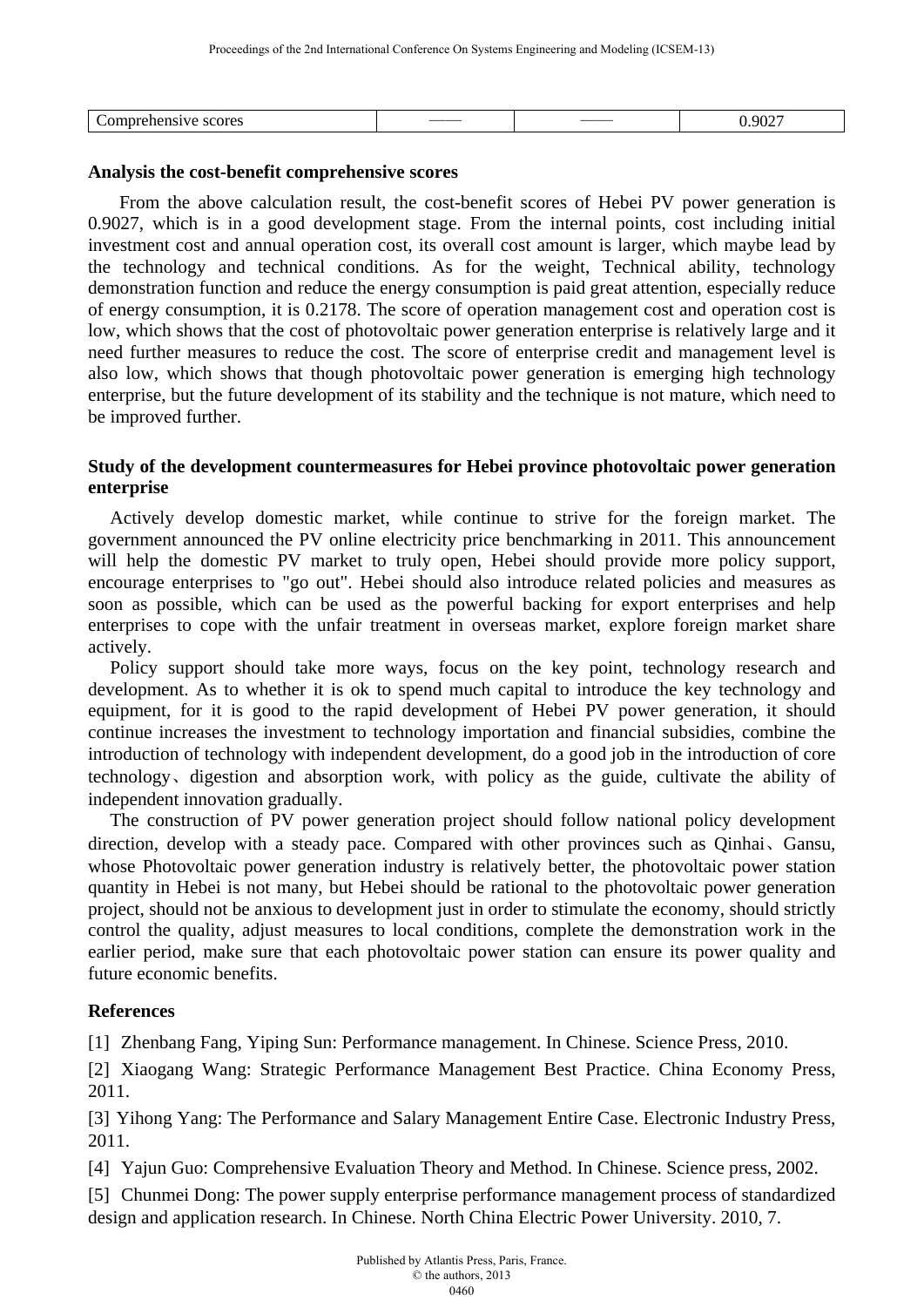| | | | |
|---|---|---|---|
| Comprehensive scores | —— | —— | 0.9027 |

**Analysis the cost-benefit comprehensive scores**

From the above calculation result, the cost-benefit scores of Hebei PV power generation is 0.9027, which is in a good development stage. From the internal points, cost including initial investment cost and annual operation cost, its overall cost amount is larger, which maybe lead by the technology and technical conditions. As for the weight, Technical ability, technology demonstration function and reduce the energy consumption is paid great attention, especially reduce of energy consumption, it is 0.2178. The score of operation management cost and operation cost is low, which shows that the cost of photovoltaic power generation enterprise is relatively large and it need further measures to reduce the cost. The score of enterprise credit and management level is also low, which shows that though photovoltaic power generation is emerging high technology enterprise, but the future development of its stability and the technique is not mature, which need to be improved further.

**Study of the development countermeasures for Hebei province photovoltaic power generation enterprise**

Actively develop domestic market, while continue to strive for the foreign market. The government announced the PV online electricity price benchmarking in 2011. This announcement will help the domestic PV market to truly open, Hebei should provide more policy support, encourage enterprises to "go out". Hebei should also introduce related policies and measures as soon as possible, which can be used as the powerful backing for export enterprises and help enterprises to cope with the unfair treatment in overseas market, explore foreign market share actively.

Policy support should take more ways, focus on the key point, technology research and development. As to whether it is ok to spend much capital to introduce the key technology and equipment, for it is good to the rapid development of Hebei PV power generation, it should continue increases the investment to technology importation and financial subsidies, combine the introduction of technology with independent development, do a good job in the introduction of core technology、digestion and absorption work, with policy as the guide, cultivate the ability of independent innovation gradually.

The construction of PV power generation project should follow national policy development direction, develop with a steady pace. Compared with other provinces such as Qinhai、Gansu, whose Photovoltaic power generation industry is relatively better, the photovoltaic power station quantity in Hebei is not many, but Hebei should be rational to the photovoltaic power generation project, should not be anxious to development just in order to stimulate the economy, should strictly control the quality, adjust measures to local conditions, complete the demonstration work in the earlier period, make sure that each photovoltaic power station can ensure its power quality and future economic benefits.

**References**

[1] Zhenbang Fang, Yiping Sun: Performance management. In Chinese. Science Press, 2010.

[2] Xiaogang Wang: Strategic Performance Management Best Practice. China Economy Press, 2011.

[3] Yihong Yang: The Performance and Salary Management Entire Case. Electronic Industry Press, 2011.

[4] Yajun Guo: Comprehensive Evaluation Theory and Method. In Chinese. Science press, 2002.

[5] Chunmei Dong: The power supply enterprise performance management process of standardized design and application research. In Chinese. North China Electric Power University. 2010, 7.